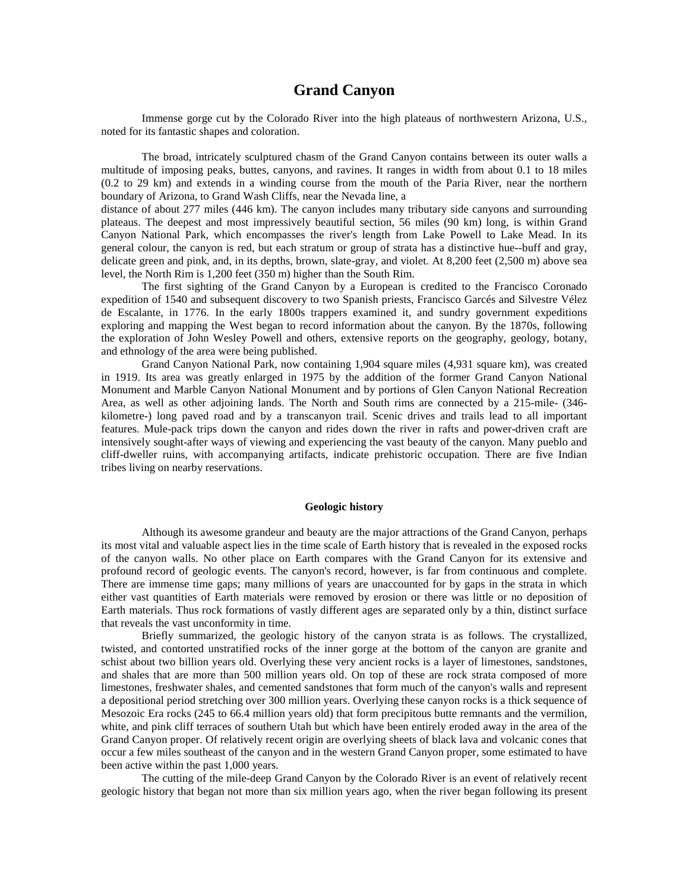# Grand Canyon

Immense gorge cut by the Colorado River into the high plateaus of northwestern Arizona, U.S., noted for its fantastic shapes and coloration.

The broad, intricately sculptured chasm of the Grand Canyon contains between its outer walls a multitude of imposing peaks, buttes, canyons, and ravines. It ranges in width from about 0.1 to 18 miles (0.2 to 29 km) and extends in a winding course from the mouth of the Paria River, near the northern boundary of Arizona, to Grand Wash Cliffs, near the Nevada line, a distance of about 277 miles (446 km). The canyon includes many tributary side canyons and surrounding plateaus. The deepest and most impressively beautiful section, 56 miles (90 km) long, is within Grand Canyon National Park, which encompasses the river's length from Lake Powell to Lake Mead. In its general colour, the canyon is red, but each stratum or group of strata has a distinctive hue--buff and gray, delicate green and pink, and, in its depths, brown, slate-gray, and violet. At 8,200 feet (2,500 m) above sea level, the North Rim is 1,200 feet (350 m) higher than the South Rim.

The first sighting of the Grand Canyon by a European is credited to the Francisco Coronado expedition of 1540 and subsequent discovery to two Spanish priests, Francisco Garcés and Silvestre Vélez de Escalante, in 1776. In the early 1800s trappers examined it, and sundry government expeditions exploring and mapping the West began to record information about the canyon. By the 1870s, following the exploration of John Wesley Powell and others, extensive reports on the geography, geology, botany, and ethnology of the area were being published.

Grand Canyon National Park, now containing 1,904 square miles (4,931 square km), was created in 1919. Its area was greatly enlarged in 1975 by the addition of the former Grand Canyon National Monument and Marble Canyon National Monument and by portions of Glen Canyon National Recreation Area, as well as other adjoining lands. The North and South rims are connected by a 215-mile- (346-kilometre-) long paved road and by a transcanyon trail. Scenic drives and trails lead to all important features. Mule-pack trips down the canyon and rides down the river in rafts and power-driven craft are intensively sought-after ways of viewing and experiencing the vast beauty of the canyon. Many pueblo and cliff-dweller ruins, with accompanying artifacts, indicate prehistoric occupation. There are five Indian tribes living on nearby reservations.

## Geologic history

Although its awesome grandeur and beauty are the major attractions of the Grand Canyon, perhaps its most vital and valuable aspect lies in the time scale of Earth history that is revealed in the exposed rocks of the canyon walls. No other place on Earth compares with the Grand Canyon for its extensive and profound record of geologic events. The canyon's record, however, is far from continuous and complete. There are immense time gaps; many millions of years are unaccounted for by gaps in the strata in which either vast quantities of Earth materials were removed by erosion or there was little or no deposition of Earth materials. Thus rock formations of vastly different ages are separated only by a thin, distinct surface that reveals the vast unconformity in time.

Briefly summarized, the geologic history of the canyon strata is as follows. The crystallized, twisted, and contorted unstratified rocks of the inner gorge at the bottom of the canyon are granite and schist about two billion years old. Overlying these very ancient rocks is a layer of limestones, sandstones, and shales that are more than 500 million years old. On top of these are rock strata composed of more limestones, freshwater shales, and cemented sandstones that form much of the canyon's walls and represent a depositional period stretching over 300 million years. Overlying these canyon rocks is a thick sequence of Mesozoic Era rocks (245 to 66.4 million years old) that form precipitous butte remnants and the vermilion, white, and pink cliff terraces of southern Utah but which have been entirely eroded away in the area of the Grand Canyon proper. Of relatively recent origin are overlying sheets of black lava and volcanic cones that occur a few miles southeast of the canyon and in the western Grand Canyon proper, some estimated to have been active within the past 1,000 years.

The cutting of the mile-deep Grand Canyon by the Colorado River is an event of relatively recent geologic history that began not more than six million years ago, when the river began following its present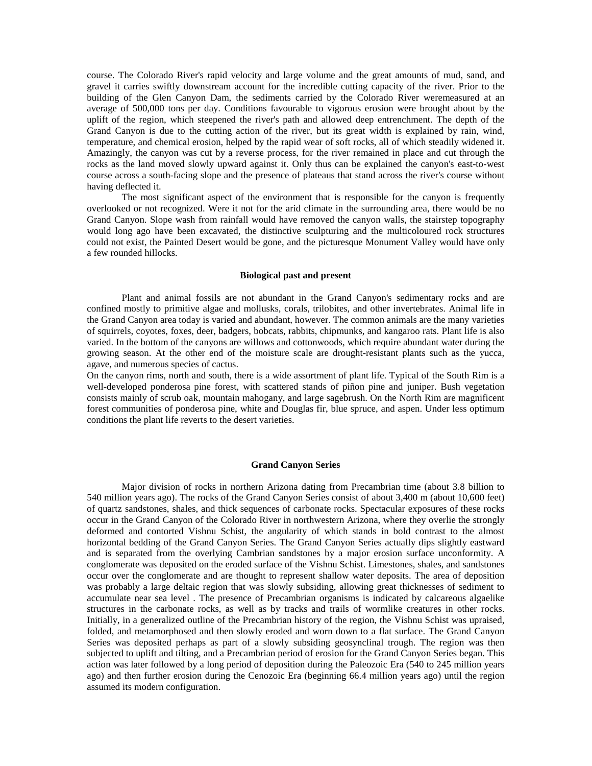course. The Colorado River's rapid velocity and large volume and the great amounts of mud, sand, and gravel it carries swiftly downstream account for the incredible cutting capacity of the river. Prior to the building of the Glen Canyon Dam, the sediments carried by the Colorado River weremeasured at an average of 500,000 tons per day. Conditions favourable to vigorous erosion were brought about by the uplift of the region, which steepened the river's path and allowed deep entrenchment. The depth of the Grand Canyon is due to the cutting action of the river, but its great width is explained by rain, wind, temperature, and chemical erosion, helped by the rapid wear of soft rocks, all of which steadily widened it. Amazingly, the canyon was cut by a reverse process, for the river remained in place and cut through the rocks as the land moved slowly upward against it. Only thus can be explained the canyon's east-to-west course across a south-facing slope and the presence of plateaus that stand across the river's course without having deflected it.

The most significant aspect of the environment that is responsible for the canyon is frequently overlooked or not recognized. Were it not for the arid climate in the surrounding area, there would be no Grand Canyon. Slope wash from rainfall would have removed the canyon walls, the stairstep topography would long ago have been excavated, the distinctive sculpturing and the multicoloured rock structures could not exist, the Painted Desert would be gone, and the picturesque Monument Valley would have only a few rounded hillocks.

## Biological past and present

Plant and animal fossils are not abundant in the Grand Canyon's sedimentary rocks and are confined mostly to primitive algae and mollusks, corals, trilobites, and other invertebrates. Animal life in the Grand Canyon area today is varied and abundant, however. The common animals are the many varieties of squirrels, coyotes, foxes, deer, badgers, bobcats, rabbits, chipmunks, and kangaroo rats. Plant life is also varied. In the bottom of the canyons are willows and cottonwoods, which require abundant water during the growing season. At the other end of the moisture scale are drought-resistant plants such as the yucca, agave, and numerous species of cactus.

On the canyon rims, north and south, there is a wide assortment of plant life. Typical of the South Rim is a well-developed ponderosa pine forest, with scattered stands of piñon pine and juniper. Bush vegetation consists mainly of scrub oak, mountain mahogany, and large sagebrush. On the North Rim are magnificent forest communities of ponderosa pine, white and Douglas fir, blue spruce, and aspen. Under less optimum conditions the plant life reverts to the desert varieties.

## Grand Canyon Series

Major division of rocks in northern Arizona dating from Precambrian time (about 3.8 billion to 540 million years ago). The rocks of the Grand Canyon Series consist of about 3,400 m (about 10,600 feet) of quartz sandstones, shales, and thick sequences of carbonate rocks. Spectacular exposures of these rocks occur in the Grand Canyon of the Colorado River in northwestern Arizona, where they overlie the strongly deformed and contorted Vishnu Schist, the angularity of which stands in bold contrast to the almost horizontal bedding of the Grand Canyon Series. The Grand Canyon Series actually dips slightly eastward and is separated from the overlying Cambrian sandstones by a major erosion surface unconformity. A conglomerate was deposited on the eroded surface of the Vishnu Schist. Limestones, shales, and sandstones occur over the conglomerate and are thought to represent shallow water deposits. The area of deposition was probably a large deltaic region that was slowly subsiding, allowing great thicknesses of sediment to accumulate near sea level . The presence of Precambrian organisms is indicated by calcareous algaelike structures in the carbonate rocks, as well as by tracks and trails of wormlike creatures in other rocks. Initially, in a generalized outline of the Precambrian history of the region, the Vishnu Schist was upraised, folded, and metamorphosed and then slowly eroded and worn down to a flat surface. The Grand Canyon Series was deposited perhaps as part of a slowly subsiding geosynclinal trough. The region was then subjected to uplift and tilting, and a Precambrian period of erosion for the Grand Canyon Series began. This action was later followed by a long period of deposition during the Paleozoic Era (540 to 245 million years ago) and then further erosion during the Cenozoic Era (beginning 66.4 million years ago) until the region assumed its modern configuration.